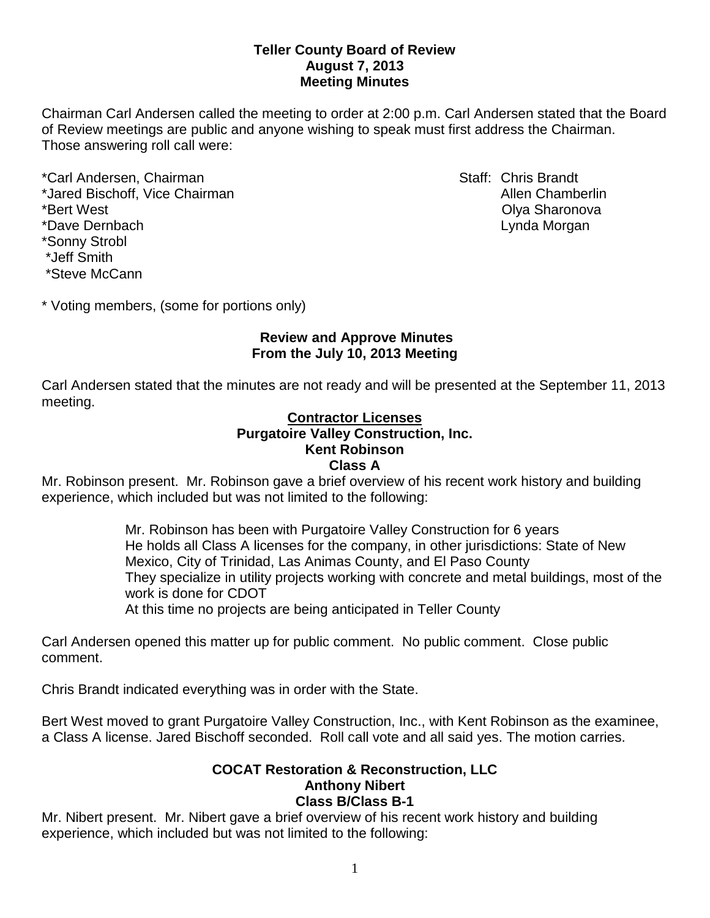# Teller County Board of Review
## August 7, 2013
## Meeting Minutes

Chairman Carl Andersen called the meeting to order at 2:00 p.m. Carl Andersen stated that the Board of Review meetings are public and anyone wishing to speak must first address the Chairman. Those answering roll call were:

*Carl Andersen, Chairman
*Jared Bischoff, Vice Chairman
*Bert West
*Dave Dernbach
*Sonny Strobl
*Jeff Smith
*Steve McCann

Staff: Chris Brandt
Allen Chamberlin
Olya Sharonova
Lynda Morgan

* Voting members, (some for portions only)

### Review and Approve Minutes From the July 10, 2013 Meeting

Carl Andersen stated that the minutes are not ready and will be presented at the September 11, 2013 meeting.

### Contractor Licenses
### Purgatoire Valley Construction, Inc.
### Kent Robinson
### Class A

Mr. Robinson present. Mr. Robinson gave a brief overview of his recent work history and building experience, which included but was not limited to the following:

Mr. Robinson has been with Purgatoire Valley Construction for 6 years
He holds all Class A licenses for the company, in other jurisdictions: State of New Mexico, City of Trinidad, Las Animas County, and El Paso County
They specialize in utility projects working with concrete and metal buildings, most of the work is done for CDOT
At this time no projects are being anticipated in Teller County

Carl Andersen opened this matter up for public comment. No public comment. Close public comment.

Chris Brandt indicated everything was in order with the State.

Bert West moved to grant Purgatoire Valley Construction, Inc., with Kent Robinson as the examinee, a Class A license. Jared Bischoff seconded. Roll call vote and all said yes. The motion carries.

### COCAT Restoration & Reconstruction, LLC
### Anthony Nibert
### Class B/Class B-1

Mr. Nibert present. Mr. Nibert gave a brief overview of his recent work history and building experience, which included but was not limited to the following: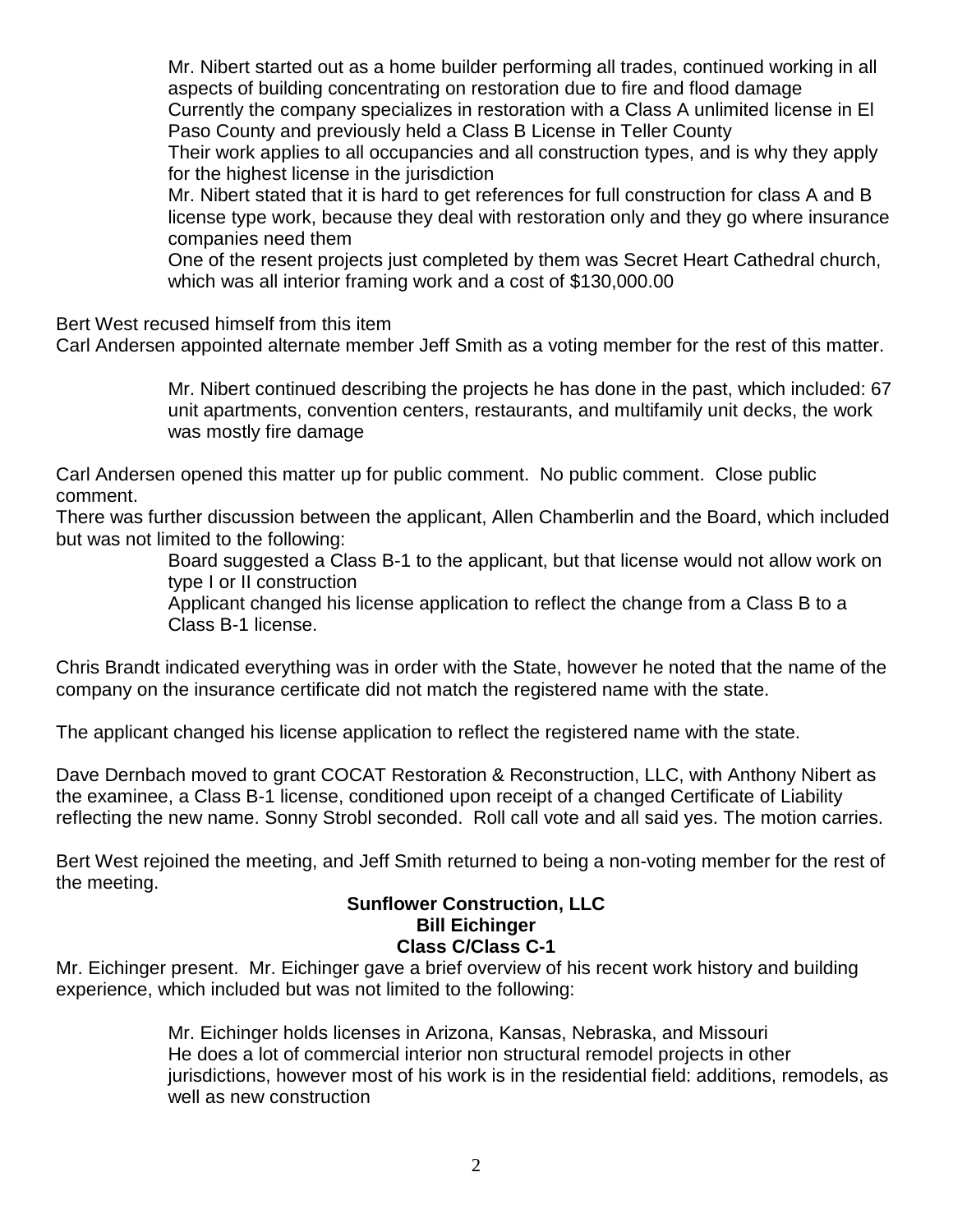Mr. Nibert started out as a home builder performing all trades, continued working in all aspects of building concentrating on restoration due to fire and flood damage
Currently the company specializes in restoration with a Class A unlimited license in El Paso County and previously held a Class B License in Teller County
Their work applies to all occupancies and all construction types, and is why they apply for the highest license in the jurisdiction
Mr. Nibert stated that it is hard to get references for full construction for class A and B license type work, because they deal with restoration only and they go where insurance companies need them
One of the resent projects just completed by them was Secret Heart Cathedral church, which was all interior framing work and a cost of $130,000.00

Bert West recused himself from this item
Carl Andersen appointed alternate member Jeff Smith as a voting member for the rest of this matter.

Mr. Nibert continued describing the projects he has done in the past, which included: 67 unit apartments, convention centers, restaurants, and multifamily unit decks, the work was mostly fire damage

Carl Andersen opened this matter up for public comment. No public comment. Close public comment.
There was further discussion between the applicant, Allen Chamberlin and the Board, which included but was not limited to the following:

Board suggested a Class B-1 to the applicant, but that license would not allow work on type I or II construction
Applicant changed his license application to reflect the change from a Class B to a Class B-1 license.

Chris Brandt indicated everything was in order with the State, however he noted that the name of the company on the insurance certificate did not match the registered name with the state.

The applicant changed his license application to reflect the registered name with the state.

Dave Dernbach moved to grant COCAT Restoration & Reconstruction, LLC, with Anthony Nibert as the examinee, a Class B-1 license, conditioned upon receipt of a changed Certificate of Liability reflecting the new name. Sonny Strobl seconded. Roll call vote and all said yes. The motion carries.

Bert West rejoined the meeting, and Jeff Smith returned to being a non-voting member for the rest of the meeting.

**Sunflower Construction, LLC**
**Bill Eichinger**
**Class C/Class C-1**

Mr. Eichinger present. Mr. Eichinger gave a brief overview of his recent work history and building experience, which included but was not limited to the following:

Mr. Eichinger holds licenses in Arizona, Kansas, Nebraska, and Missouri
He does a lot of commercial interior non structural remodel projects in other jurisdictions, however most of his work is in the residential field: additions, remodels, as well as new construction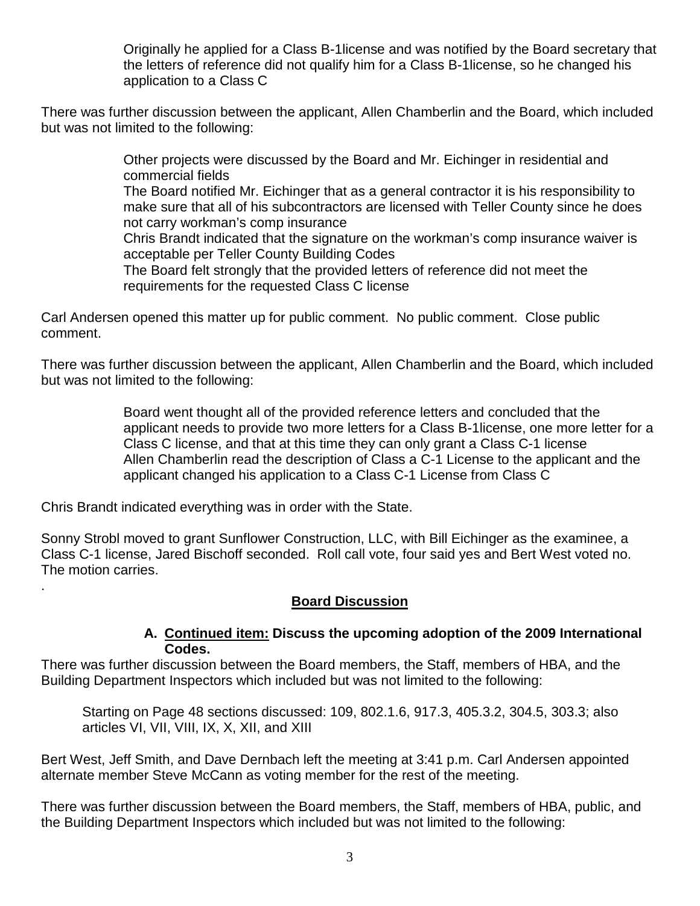Originally he applied for a Class B-1license and was notified by the Board secretary that the letters of reference did not qualify him for a Class B-1license, so he changed his application to a Class C

There was further discussion between the applicant, Allen Chamberlin and the Board, which included but was not limited to the following:

> Other projects were discussed by the Board and Mr. Eichinger in residential and commercial fields
> The Board notified Mr. Eichinger that as a general contractor it is his responsibility to make sure that all of his subcontractors are licensed with Teller County since he does not carry workman's comp insurance
> Chris Brandt indicated that the signature on the workman's comp insurance waiver is acceptable per Teller County Building Codes
> The Board felt strongly that the provided letters of reference did not meet the requirements for the requested Class C license

Carl Andersen opened this matter up for public comment. No public comment. Close public comment.

There was further discussion between the applicant, Allen Chamberlin and the Board, which included but was not limited to the following:

> Board went thought all of the provided reference letters and concluded that the applicant needs to provide two more letters for a Class B-1license, one more letter for a Class C license, and that at this time they can only grant a Class C-1 license
> Allen Chamberlin read the description of Class a C-1 License to the applicant and the applicant changed his application to a Class C-1 License from Class C

Chris Brandt indicated everything was in order with the State.

Sonny Strobl moved to grant Sunflower Construction, LLC, with Bill Eichinger as the examinee, a Class C-1 license, Jared Bischoff seconded. Roll call vote, four said yes and Bert West voted no. The motion carries.

.

## Board Discussion

**A. Continued item: Discuss the upcoming adoption of the 2009 International Codes.**

There was further discussion between the Board members, the Staff, members of HBA, and the Building Department Inspectors which included but was not limited to the following:

> Starting on Page 48 sections discussed: 109, 802.1.6, 917.3, 405.3.2, 304.5, 303.3; also articles VI, VII, VIII, IX, X, XII, and XIII

Bert West, Jeff Smith, and Dave Dernbach left the meeting at 3:41 p.m. Carl Andersen appointed alternate member Steve McCann as voting member for the rest of the meeting.

There was further discussion between the Board members, the Staff, members of HBA, public, and the Building Department Inspectors which included but was not limited to the following: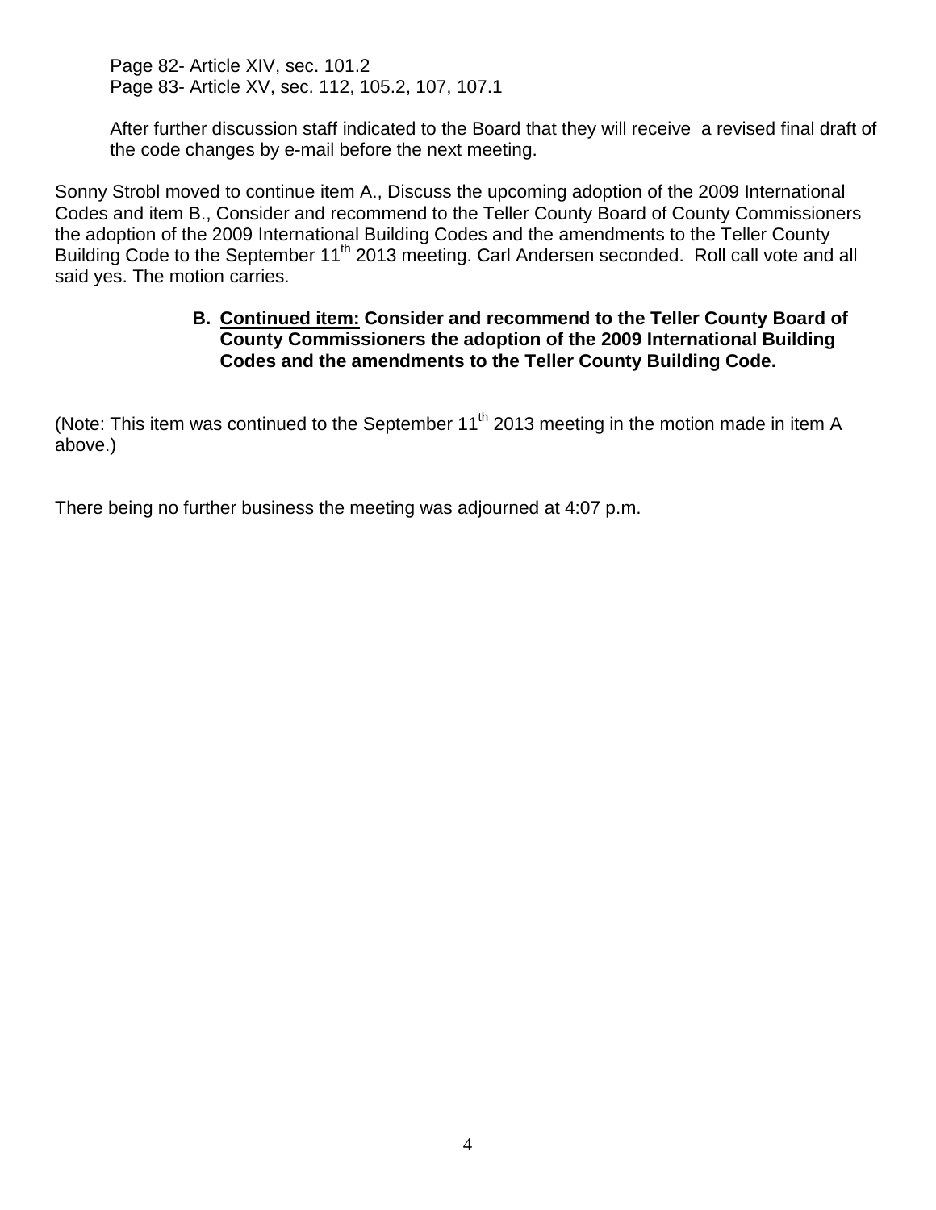Page 82- Article XIV, sec. 101.2
Page 83- Article XV, sec. 112, 105.2, 107, 107.1

After further discussion staff indicated to the Board that they will receive a revised final draft of the code changes by e-mail before the next meeting.

Sonny Strobl moved to continue item A., Discuss the upcoming adoption of the 2009 International Codes and item B., Consider and recommend to the Teller County Board of County Commissioners the adoption of the 2009 International Building Codes and the amendments to the Teller County Building Code to the September 11th 2013 meeting. Carl Andersen seconded. Roll call vote and all said yes. The motion carries.

**B. Continued item: Consider and recommend to the Teller County Board of County Commissioners the adoption of the 2009 International Building Codes and the amendments to the Teller County Building Code.**

(Note: This item was continued to the September 11th 2013 meeting in the motion made in item A above.)

There being no further business the meeting was adjourned at 4:07 p.m.